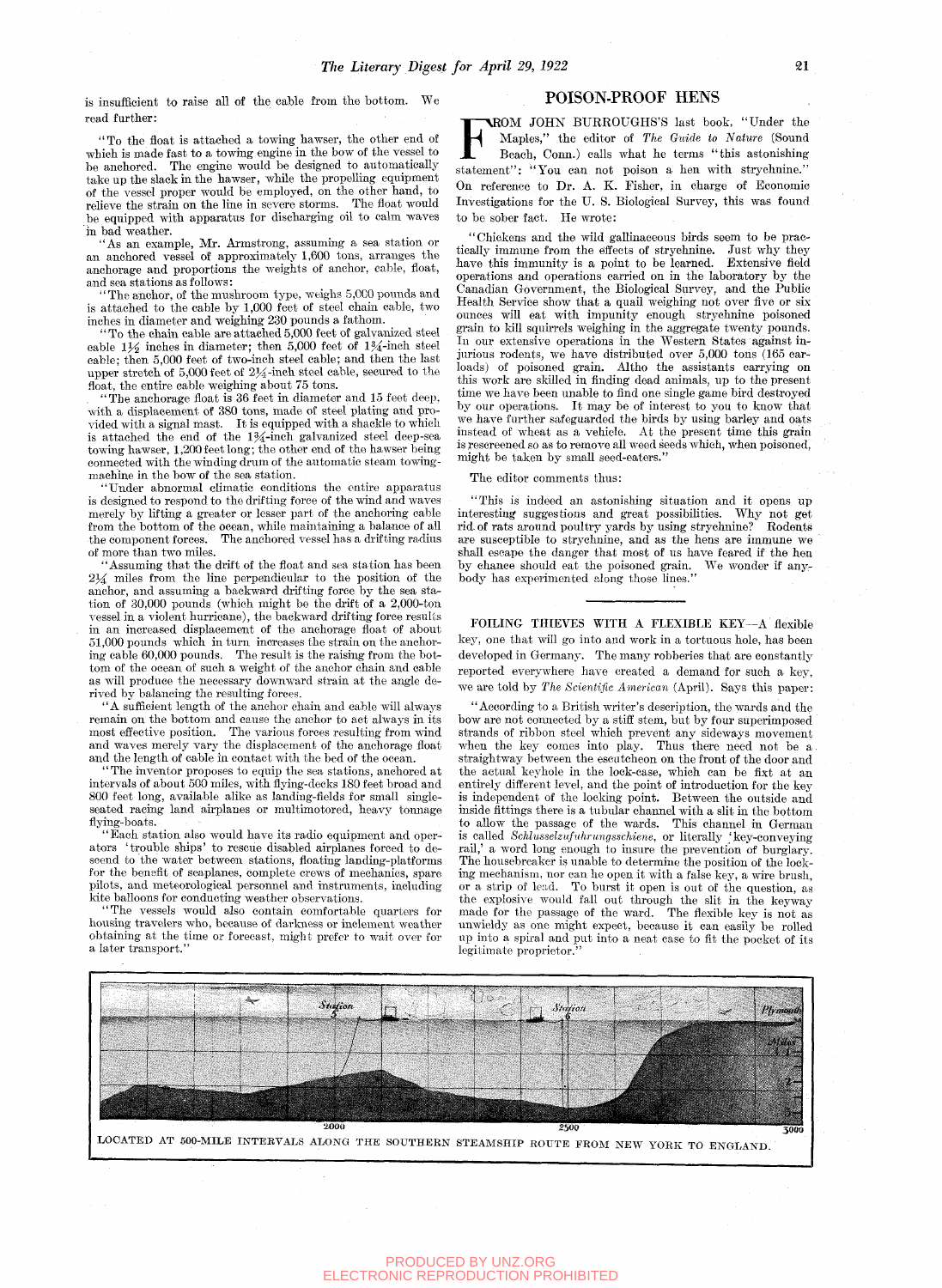is insufficient to raise all of the cable from the bottom. We read further:

"To the float is attached a towing hawser, the other end of which is made fast to a towing engine in the bow of the vessel to be anchored. The engine would be designed to automatically take up the slack in the hawser, while the propelling equipment of the vessel proper would be employed, on the other hand, to relieve the strain on the line in severe storms. The float would be equipped with apparatus for discharging oil to calm waves in bad weather.

"As an example, Mr. Armstrong, assuming a sea station or an anchored vessel of approximately 1,600 tons, arranges the anchorage and proportions the weights of anchor, cable, float, and sea stations as follows:

"The anchor, of the mushroom type, weighs 5,000 pounds and is attached to the cable by 1,000 feet of steel chain cable, two inches in diameter and weighing 230 pounds a fathom.

"To the chain cable are attached 5,000 feet of galvanized steel cable 1½ inches in diameter; then 5,000 feet of 1¾-inch steel cable; then 5,000 feet of two-inch steel cable; and then the last upper stretch of 5,000 feet of 2¼-inch steel cable, secured to the float, the entire cable weighing about 75 tons.

"The anchorage float is 36 feet in diameter and 15 feet deep, with a displacement of 380 tons, made of steel plating and provided with a signal mast. It is equipped with a shackle to which is attached the end of the 1¾-inch galvanized steel deep-sea towing hawser, 1,200 feet long; the other end of the hawser being connected with the winding drum of the automatic steam towing-machine in the bow of the sea station.

"Under abnormal climatic conditions the entire apparatus is designed to respond to the drifting force of the wind and waves merely by lifting a greater or lesser part of the anchoring cable from the bottom of the ocean, while maintaining a balance of all the component forces. The anchored vessel has a drifting radius of more than two miles.

"Assuming that the drift of the float and sea station has been 2¼ miles from the line perpendicular to the position of the anchor, and assuming a backward drifting force by the sea station of 30,000 pounds (which might be the drift of a 2,000-ton vessel in a violent hurricane), the backward drifting force results in an increased displacement of the anchorage float of about 51,000 pounds which in turn increases the strain on the anchoring cable 60,000 pounds. The result is the raising from the bottom of the ocean of such a weight of the anchor chain and cable as will produce the necessary downward strain at the angle derived by balancing the resulting forces.

"A sufficient length of the anchor chain and cable will always remain on the bottom and cause the anchor to act always in its most effective position. The various forces resulting from wind and waves merely vary the displacement of the anchorage float and the length of cable in contact with the bed of the ocean.

"The inventor proposes to equip the sea stations, anchored at intervals of about 500 miles, with flying-decks 180 feet broad and 800 feet long, available alike as landing-fields for small single-seated racing land airplanes or multimotored, heavy tonnage flying-boats.

"Each station also would have its radio equipment and operators 'trouble ships' to rescue disabled airplanes forced to descend to the water between stations, floating landing-platforms for the benefit of seaplanes, complete crews of mechanics, spare pilots, and meteorological personnel and instruments, including kite balloons for conducting weather observations.

"The vessels would also contain comfortable quarters for housing travelers who, because of darkness or inclement weather obtaining at the time or forecast, might prefer to wait over for a later transport."

## POISON-PROOF HENS

FROM JOHN BURROUGHS'S last book, "Under the Maples," the editor of *The Guide to Nature* (Sound Beach, Conn.) calls what he terms "this astonishing statement": "You can not poison a hen with strychnine." On reference to Dr. A. K. Fisher, in charge of Economic Investigations for the U. S. Biological Survey, this was found to be sober fact. He wrote:

"Chickens and the wild gallinaceous birds seem to be practically immune from the effects of strychnine. Just why they have this immunity is a point to be learned. Extensive field operations and operations carried on in the laboratory by the Canadian Government, the Biological Survey, and the Public Health Service show that a quail weighing not over five or six ounces will eat with impunity enough strychnine poisoned grain to kill squirrels weighing in the aggregate twenty pounds. In our extensive operations in the Western States against injurious rodents, we have distributed over 5,000 tons (165 carloads) of poisoned grain. Altho the assistants carrying on this work are skilled in finding dead animals, up to the present time we have been unable to find one single game bird destroyed by our operations. It may be of interest to you to know that we have further safeguarded the birds by using barley and oats instead of wheat as a vehicle. At the present time this grain is rescreened so as to remove all weed seeds which, when poisoned, might be taken by small seed-eaters."

The editor comments thus:

"This is indeed an astonishing situation and it opens up interesting suggestions and great possibilities. Why not get rid of rats around poultry yards by using strychnine? Rodents are susceptible to strychnine, and as the hens are immune we shall escape the danger that most of us have feared if the hen by chance should eat the poisoned grain. We wonder if anybody has experimented along those lines."

FOILING THIEVES WITH A FLEXIBLE KEY—A flexible key, one that will go into and work in a tortuous hole, has been developed in Germany. The many robberies that are constantly reported everywhere have created a demand for such a key, we are told by *The Scientific American* (April). Says this paper:

"According to a British writer's description, the wards and the bow are not connected by a stiff stem, but by four superimposed strands of ribbon steel which prevent any sideways movement when the key comes into play. Thus there need not be a straightway between the escutcheon on the front of the door and the actual keyhole in the lock-case, which can be fixt at an entirely different level, and the point of introduction for the key is independent of the locking point. Between the outside and inside fittings there is a tubular channel with a slit in the bottom to allow the passage of the wards. This channel in German is called *Schlusselzufuhrungsschiene*, or literally 'key-conveying rail,' a word long enough to insure the prevention of burglary. The housebreaker is unable to determine the position of the locking mechanism, nor can he open it with a false key, a wire brush, or a strip of lead. To burst it open is out of the question, as the explosive would fall out through the slit in the keyway made for the passage of the ward. The flexible key is not as unwieldy as one might expect, because it can easily be rolled up into a spiral and put into a neat case to fit the pocket of its legitimate proprietor."

LOCATED AT 500-MILE INTERVALS ALONG THE SOUTHERN STEAMSHIP ROUTE FROM NEW YORK TO ENGLAND.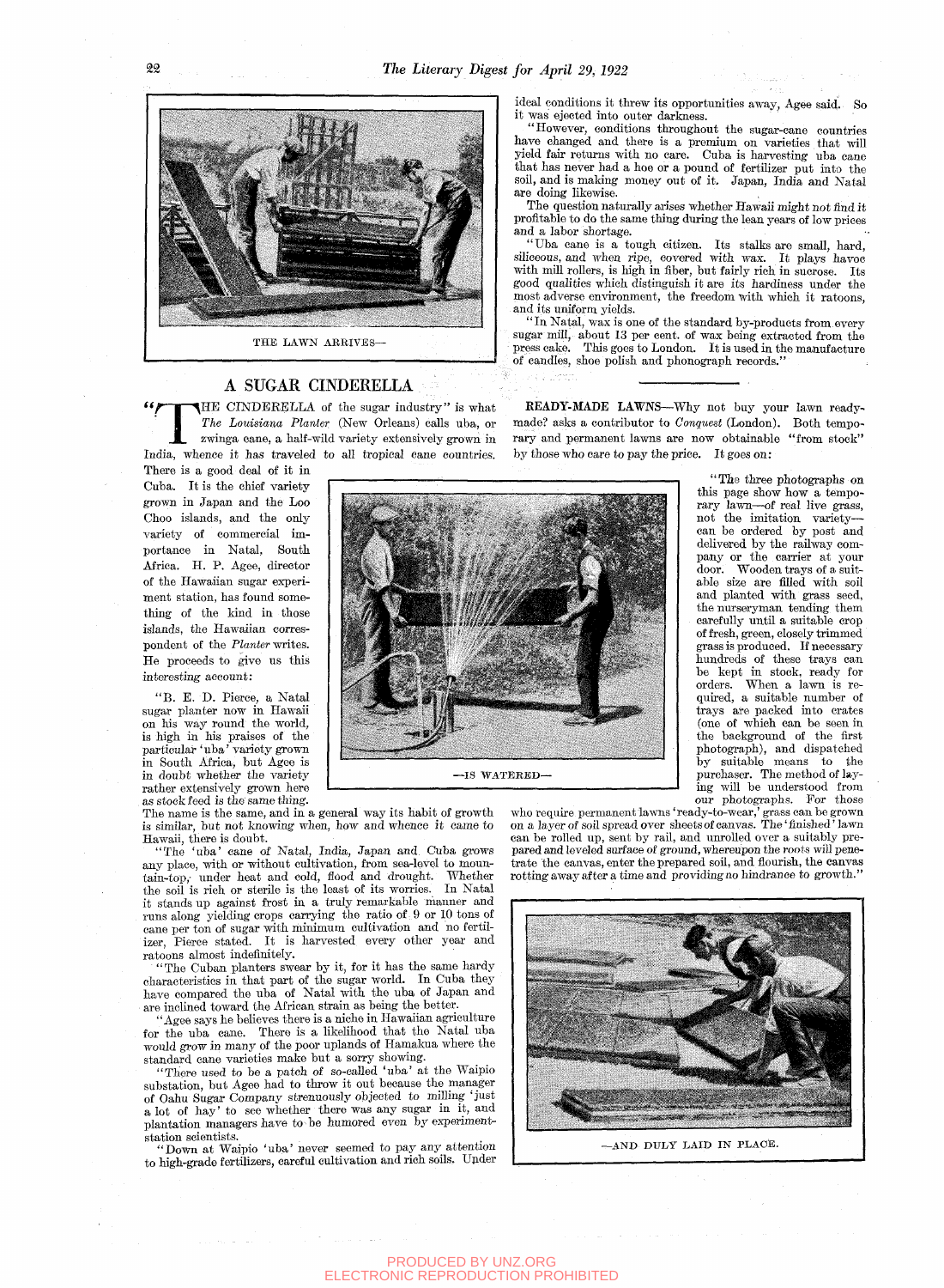THE LAWN ARRIVES—

## A SUGAR CINDERELLA

"THE CINDERELLA of the sugar industry" is what *The Louisiana Planter* (New Orleans) calls uba, or zwinga cane, a half-wild variety extensively grown in India, whence it has traveled to all tropical cane countries. There is a good deal of it in Cuba. It is the chief variety grown in Japan and the Loo Choo islands, and the only variety of commercial importance in Natal, South Africa. H. P. Agee, director of the Hawaiian sugar experiment station, has found something of the kind in those islands, the Hawaiian correspondent of the *Planter* writes. He proceeds to give us this interesting account:

"B. E. D. Pierce, a Natal sugar planter now in Hawaii on his way round the world, is high in his praises of the particular 'uba' variety grown in South Africa, but Agee is in doubt whether the variety rather extensively grown here as stock feed is the same thing. The name is the same, and in a general way its habit of growth is similar, but not knowing when, how and whence it came to Hawaii, there is doubt.

"The 'uba' cane of Natal, India, Japan and Cuba grows any place, with or without cultivation, from sea-level to mountain-top, under heat and cold, flood and drought. Whether the soil is rich or sterile is the least of its worries. In Natal it stands up against frost in a truly remarkable manner and runs along yielding crops carrying the ratio of 9 or 10 tons of cane per ton of sugar with minimum cultivation and no fertilizer, Pierce stated. It is harvested every other year and ratoons almost indefinitely.

"The Cuban planters swear by it, for it has the same hardy characteristics in that part of the sugar world. In Cuba they have compared the uba of Natal with the uba of Japan and are inclined toward the African strain as being the better.

"Agee says he believes there is a niche in Hawaiian agriculture for the uba cane. There is a likelihood that the Natal uba would grow in many of the poor uplands of Hamakua where the standard cane varieties make but a sorry showing.

"There used to be a patch of so-called 'uba' at the Waipio substation, but Agee had to throw it out because the manager of Oahu Sugar Company strenuously objected to milling 'just a lot of hay' to see whether there was any sugar in it, and plantation managers have to be humored even by experiment-station scientists.

"Down at Waipio 'uba' never seemed to pay any attention to high-grade fertilizers, careful cultivation and rich soils. Under ideal conditions it threw its opportunities away, Agee said. So it was ejected into outer darkness.

"However, conditions throughout the sugar-cane countries have changed and there is a premium on varieties that will yield fair returns with no care. Cuba is harvesting uba cane that has never had a hoe or a pound of fertilizer put into the soil, and is making money out of it. Japan, India and Natal are doing likewise.

The question naturally arises whether Hawaii might not find it profitable to do the same thing during the lean years of low prices and a labor shortage.

"Uba cane is a tough citizen. Its stalks are small, hard, siliceous, and when ripe, covered with wax. It plays havoc with mill rollers, is high in fiber, but fairly rich in sucrose. Its good qualities which distinguish it are its hardiness under the most adverse environment, the freedom with which it ratoons, and its uniform yields.

"In Natal, wax is one of the standard by-products from every sugar mill, about 13 per cent. of wax being extracted from the press cake. This goes to London. It is used in the manufacture of candles, shoe polish and phonograph records."

—IS WATERED—

**READY-MADE LAWNS**—Why not buy your lawn ready-made? asks a contributor to *Conquest* (London). Both temporary and permanent lawns are now obtainable "from stock" by those who care to pay the price. It goes on:

"The three photographs on this page show how a temporary lawn—of real live grass, not the imitation variety—can be ordered by post and delivered by the railway company or the carrier at your door. Wooden trays of a suitable size are filled with soil and planted with grass seed, the nurseryman tending them carefully until a suitable crop of fresh, green, closely trimmed grass is produced. If necessary hundreds of these trays can be kept in stock, ready for orders. When a lawn is required, a suitable number of trays are packed into crates (one of which can be seen in the background of the first photograph), and dispatched by suitable means to the purchaser. The method of laying will be understood from our photographs. For those who require permanent lawns 'ready-to-wear,' grass can be grown on a layer of soil spread over sheets of canvas. The 'finished' lawn can be rolled up, sent by rail, and unrolled over a suitably prepared and leveled surface of ground, whereupon the roots will penetrate the canvas, enter the prepared soil, and flourish, the canvas rotting away after a time and providing no hindrance to growth."

—AND DULY LAID IN PLACE.